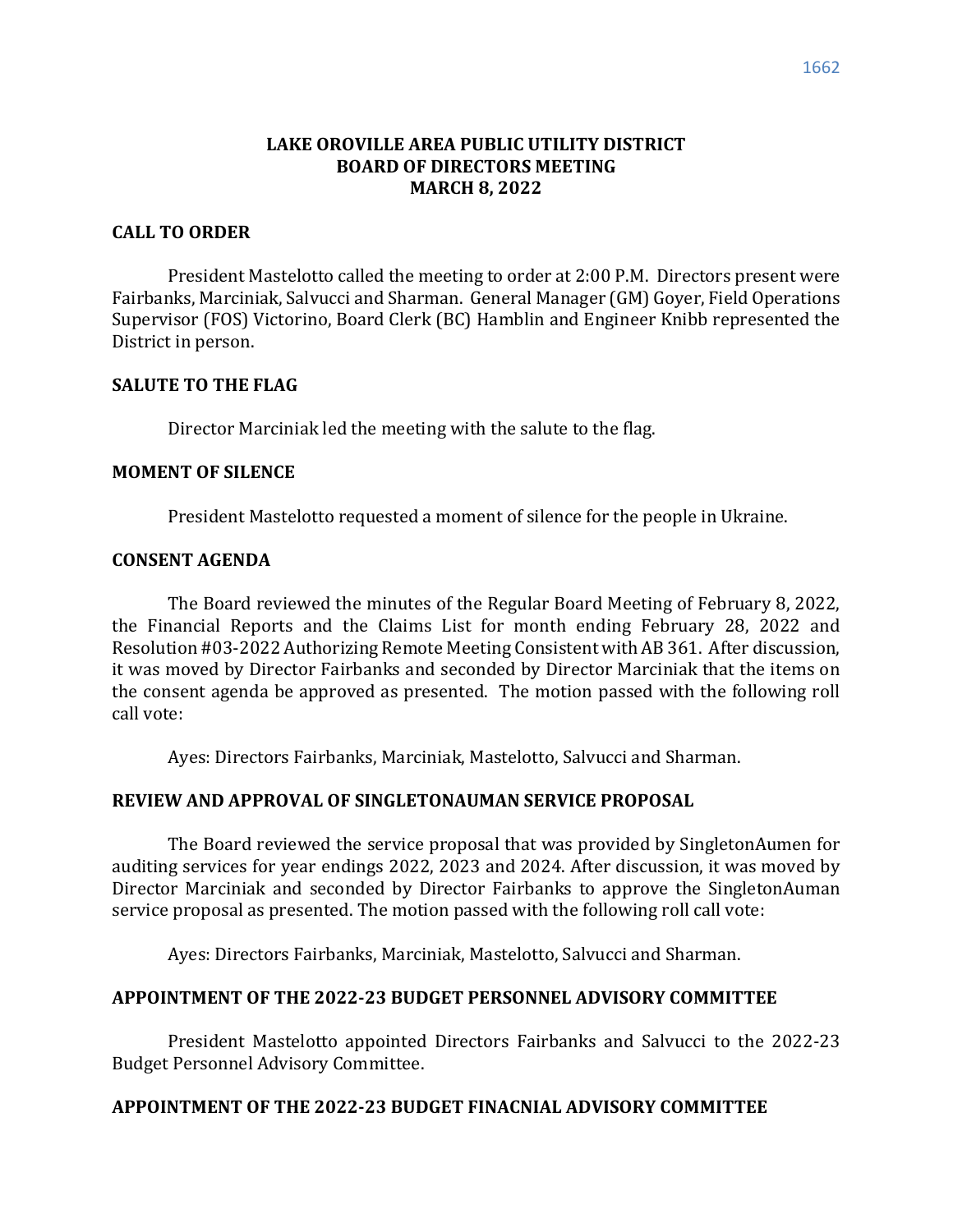# LAKE OROVILLE AREA PUBLIC UTILITY DISTRICT
# BOARD OF DIRECTORS MEETING
# MARCH 8, 2022

## CALL TO ORDER

President Mastelotto called the meeting to order at 2:00 P.M. Directors present were Fairbanks, Marciniak, Salvucci and Sharman. General Manager (GM) Goyer, Field Operations Supervisor (FOS) Victorino, Board Clerk (BC) Hamblin and Engineer Knibb represented the District in person.

## SALUTE TO THE FLAG

Director Marciniak led the meeting with the salute to the flag.

## MOMENT OF SILENCE

President Mastelotto requested a moment of silence for the people in Ukraine.

## CONSENT AGENDA

The Board reviewed the minutes of the Regular Board Meeting of February 8, 2022, the Financial Reports and the Claims List for month ending February 28, 2022 and Resolution #03-2022 Authorizing Remote Meeting Consistent with AB 361. After discussion, it was moved by Director Fairbanks and seconded by Director Marciniak that the items on the consent agenda be approved as presented. The motion passed with the following roll call vote:

Ayes: Directors Fairbanks, Marciniak, Mastelotto, Salvucci and Sharman.

## REVIEW AND APPROVAL OF SINGLETONAUMAN SERVICE PROPOSAL

The Board reviewed the service proposal that was provided by SingletonAumen for auditing services for year endings 2022, 2023 and 2024. After discussion, it was moved by Director Marciniak and seconded by Director Fairbanks to approve the SingletonAuman service proposal as presented. The motion passed with the following roll call vote:

Ayes: Directors Fairbanks, Marciniak, Mastelotto, Salvucci and Sharman.

## APPOINTMENT OF THE 2022-23 BUDGET PERSONNEL ADVISORY COMMITTEE

President Mastelotto appointed Directors Fairbanks and Salvucci to the 2022-23 Budget Personnel Advisory Committee.

## APPOINTMENT OF THE 2022-23 BUDGET FINACNIAL ADVISORY COMMITTEE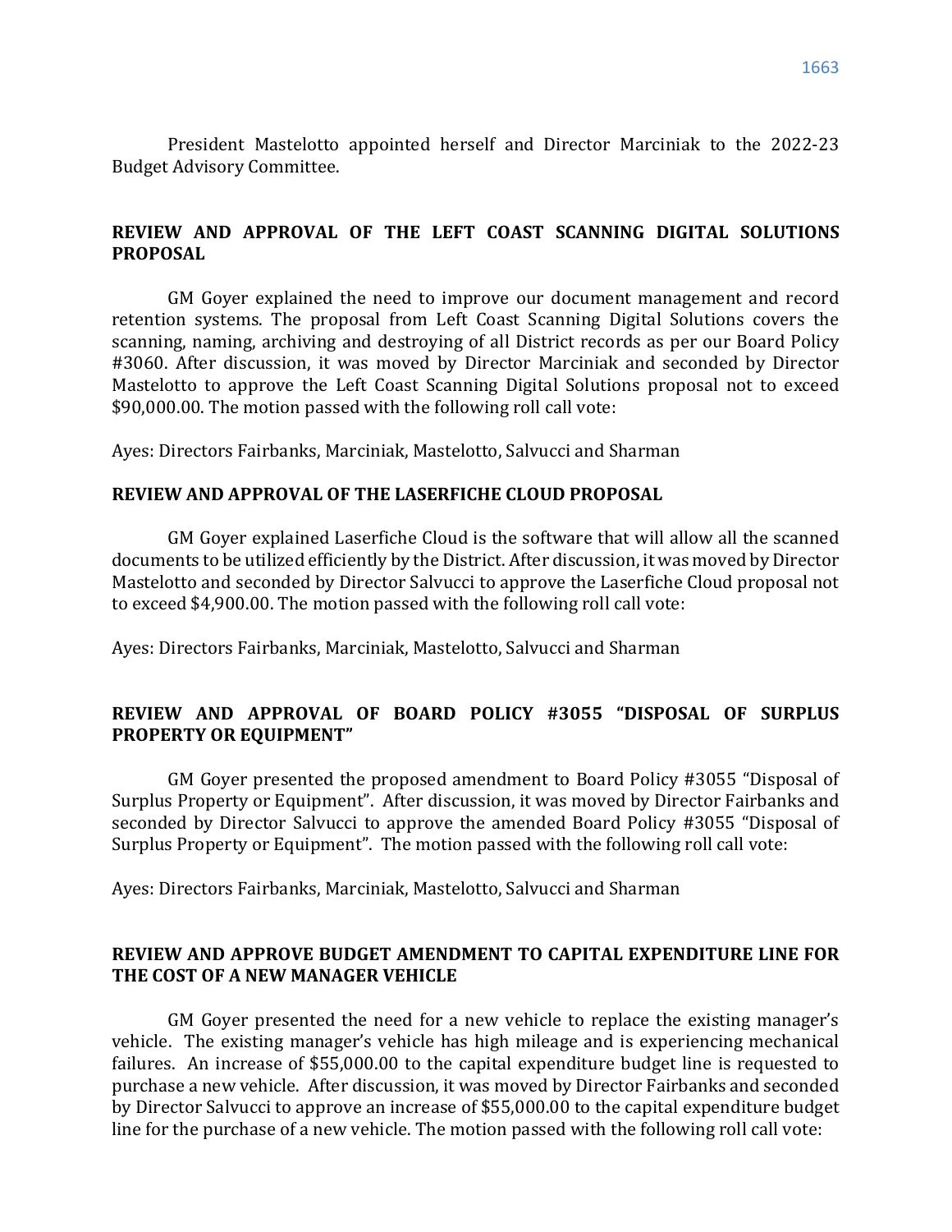President Mastelotto appointed herself and Director Marciniak to the 2022-23 Budget Advisory Committee.

## REVIEW AND APPROVAL OF THE LEFT COAST SCANNING DIGITAL SOLUTIONS PROPOSAL

GM Goyer explained the need to improve our document management and record retention systems. The proposal from Left Coast Scanning Digital Solutions covers the scanning, naming, archiving and destroying of all District records as per our Board Policy #3060. After discussion, it was moved by Director Marciniak and seconded by Director Mastelotto to approve the Left Coast Scanning Digital Solutions proposal not to exceed $90,000.00. The motion passed with the following roll call vote:

Ayes: Directors Fairbanks, Marciniak, Mastelotto, Salvucci and Sharman

## REVIEW AND APPROVAL OF THE LASERFICHE CLOUD PROPOSAL

GM Goyer explained Laserfiche Cloud is the software that will allow all the scanned documents to be utilized efficiently by the District. After discussion, it was moved by Director Mastelotto and seconded by Director Salvucci to approve the Laserfiche Cloud proposal not to exceed $4,900.00. The motion passed with the following roll call vote:

Ayes: Directors Fairbanks, Marciniak, Mastelotto, Salvucci and Sharman

## REVIEW AND APPROVAL OF BOARD POLICY #3055 "DISPOSAL OF SURPLUS PROPERTY OR EQUIPMENT"

GM Goyer presented the proposed amendment to Board Policy #3055 "Disposal of Surplus Property or Equipment". After discussion, it was moved by Director Fairbanks and seconded by Director Salvucci to approve the amended Board Policy #3055 "Disposal of Surplus Property or Equipment". The motion passed with the following roll call vote:

Ayes: Directors Fairbanks, Marciniak, Mastelotto, Salvucci and Sharman

## REVIEW AND APPROVE BUDGET AMENDMENT TO CAPITAL EXPENDITURE LINE FOR THE COST OF A NEW MANAGER VEHICLE

GM Goyer presented the need for a new vehicle to replace the existing manager's vehicle. The existing manager's vehicle has high mileage and is experiencing mechanical failures. An increase of $55,000.00 to the capital expenditure budget line is requested to purchase a new vehicle. After discussion, it was moved by Director Fairbanks and seconded by Director Salvucci to approve an increase of $55,000.00 to the capital expenditure budget line for the purchase of a new vehicle. The motion passed with the following roll call vote: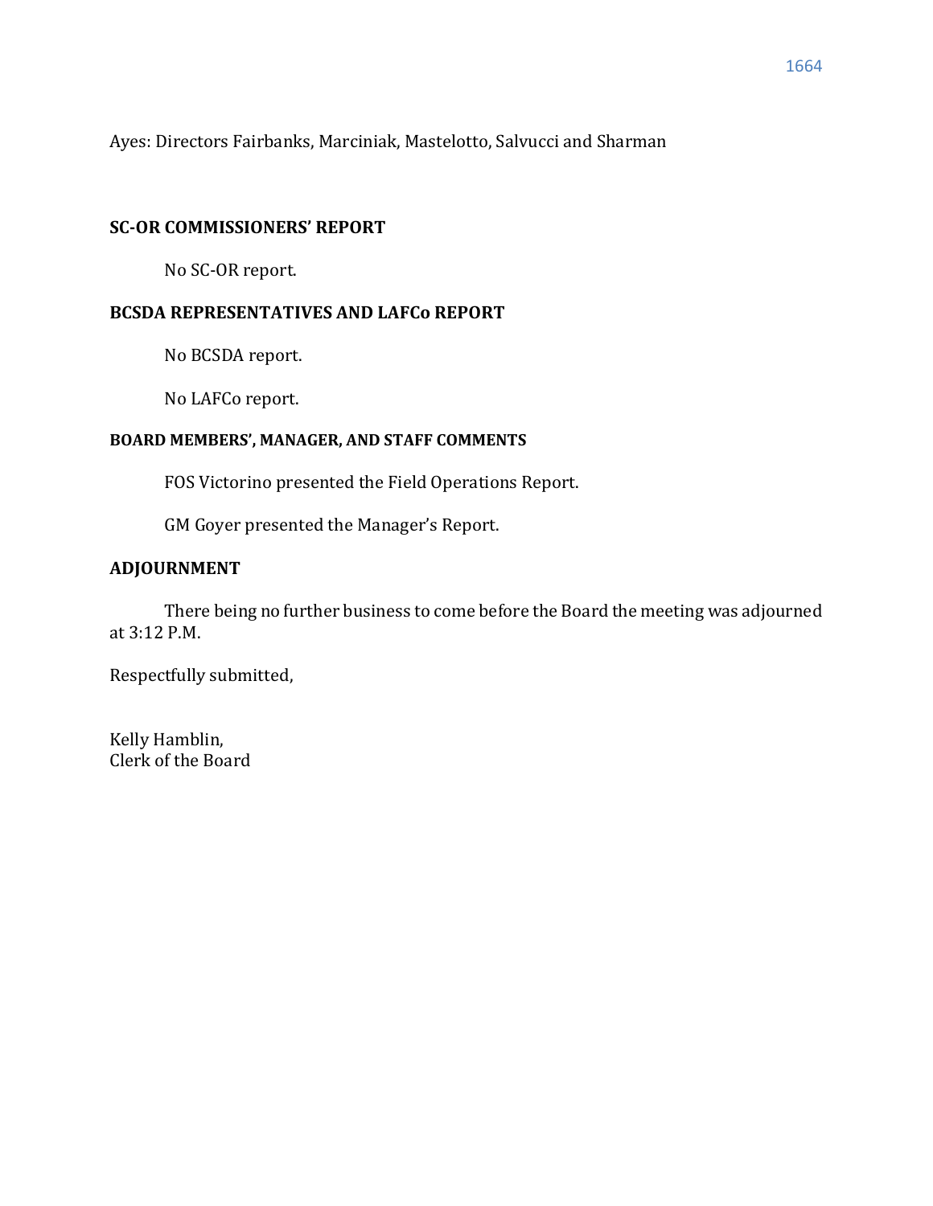Ayes: Directors Fairbanks, Marciniak, Mastelotto, Salvucci and Sharman

## SC-OR COMMISSIONERS' REPORT

No SC-OR report.

## BCSDA REPRESENTATIVES AND LAFCo REPORT

No BCSDA report.

No LAFCo report.

## BOARD MEMBERS', MANAGER, AND STAFF COMMENTS

FOS Victorino presented the Field Operations Report.

GM Goyer presented the Manager's Report.

## ADJOURNMENT

There being no further business to come before the Board the meeting was adjourned at 3:12 P.M.

Respectfully submitted,

Kelly Hamblin,
Clerk of the Board